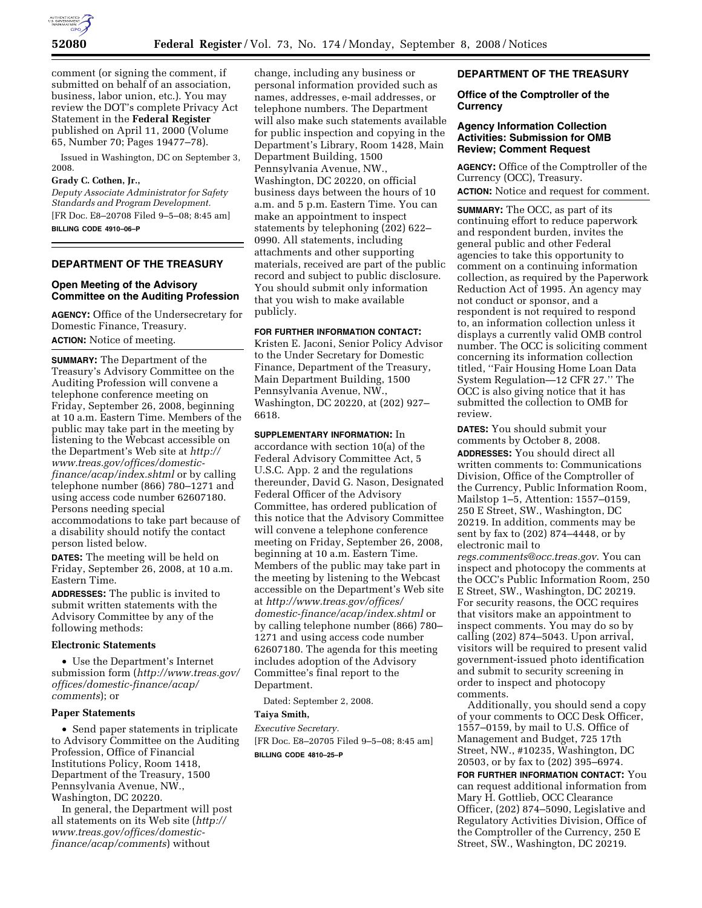comment (or signing the comment, if submitted on behalf of an association, business, labor union, etc.). You may review the DOT's complete Privacy Act Statement in the **Federal Register** published on April 11, 2000 (Volume 65, Number 70; Pages 19477–78).

Issued in Washington, DC on September 3, 2008.

**Grady C. Cothen, Jr.,**

*Deputy Associate Administrator for Safety Standards and Program Development.*

[FR Doc. E8–20708 Filed 9–5–08; 8:45 am]

**BILLING CODE 4910–06–P**

---

## DEPARTMENT OF THE TREASURY

### Open Meeting of the Advisory Committee on the Auditing Profession

**AGENCY:** Office of the Undersecretary for Domestic Finance, Treasury.

**ACTION:** Notice of meeting.

**SUMMARY:** The Department of the Treasury's Advisory Committee on the Auditing Profession will convene a telephone conference meeting on Friday, September 26, 2008, beginning at 10 a.m. Eastern Time. Members of the public may take part in the meeting by listening to the Webcast accessible on the Department's Web site at *http://www.treas.gov/offices/domestic-finance/acap/index.shtml* or by calling telephone number (866) 780–1271 and using access code number 62607180. Persons needing special accommodations to take part because of a disability should notify the contact person listed below.

**DATES:** The meeting will be held on Friday, September 26, 2008, at 10 a.m. Eastern Time.

**ADDRESSES:** The public is invited to submit written statements with the Advisory Committee by any of the following methods:

#### Electronic Statements

- Use the Department's Internet submission form (*http://www.treas.gov/offices/domestic-finance/acap/comments*); or

#### Paper Statements

- Send paper statements in triplicate to Advisory Committee on the Auditing Profession, Office of Financial Institutions Policy, Room 1418, Department of the Treasury, 1500 Pennsylvania Avenue, NW., Washington, DC 20220.

In general, the Department will post all statements on its Web site (*http://www.treas.gov/offices/domestic-finance/acap/comments*) without change, including any business or personal information provided such as names, addresses, e-mail addresses, or telephone numbers. The Department will also make such statements available for public inspection and copying in the Department's Library, Room 1428, Main Department Building, 1500 Pennsylvania Avenue, NW., Washington, DC 20220, on official business days between the hours of 10 a.m. and 5 p.m. Eastern Time. You can make an appointment to inspect statements by telephoning (202) 622–0990. All statements, including attachments and other supporting materials, received are part of the public record and subject to public disclosure. You should submit only information that you wish to make available publicly.

**FOR FURTHER INFORMATION CONTACT:** Kristen E. Jaconi, Senior Policy Advisor to the Under Secretary for Domestic Finance, Department of the Treasury, Main Department Building, 1500 Pennsylvania Avenue, NW., Washington, DC 20220, at (202) 927–6618.

**SUPPLEMENTARY INFORMATION:** In accordance with section 10(a) of the Federal Advisory Committee Act, 5 U.S.C. App. 2 and the regulations thereunder, David G. Nason, Designated Federal Officer of the Advisory Committee, has ordered publication of this notice that the Advisory Committee will convene a telephone conference meeting on Friday, September 26, 2008, beginning at 10 a.m. Eastern Time. Members of the public may take part in the meeting by listening to the Webcast accessible on the Department's Web site at *http://www.treas.gov/offices/domestic-finance/acap/index.shtml* or by calling telephone number (866) 780–1271 and using access code number 62607180. The agenda for this meeting includes adoption of the Advisory Committee's final report to the Department.

Dated: September 2, 2008.

**Taiya Smith,**

*Executive Secretary.*

[FR Doc. E8–20705 Filed 9–5–08; 8:45 am]

**BILLING CODE 4810–25–P**

---

## DEPARTMENT OF THE TREASURY

### Office of the Comptroller of the Currency

### Agency Information Collection Activities: Submission for OMB Review; Comment Request

**AGENCY:** Office of the Comptroller of the Currency (OCC), Treasury.

**ACTION:** Notice and request for comment.

**SUMMARY:** The OCC, as part of its continuing effort to reduce paperwork and respondent burden, invites the general public and other Federal agencies to take this opportunity to comment on a continuing information collection, as required by the Paperwork Reduction Act of 1995. An agency may not conduct or sponsor, and a respondent is not required to respond to, an information collection unless it displays a currently valid OMB control number. The OCC is soliciting comment concerning its information collection titled, ''Fair Housing Home Loan Data System Regulation—12 CFR 27.'' The OCC is also giving notice that it has submitted the collection to OMB for review.

**DATES:** You should submit your comments by October 8, 2008.

**ADDRESSES:** You should direct all written comments to: Communications Division, Office of the Comptroller of the Currency, Public Information Room, Mailstop 1–5, Attention: 1557–0159, 250 E Street, SW., Washington, DC 20219. In addition, comments may be sent by fax to (202) 874–4448, or by electronic mail to *regs.comments@occ.treas.gov*. You can inspect and photocopy the comments at the OCC's Public Information Room, 250 E Street, SW., Washington, DC 20219. For security reasons, the OCC requires that visitors make an appointment to inspect comments. You may do so by calling (202) 874–5043. Upon arrival, visitors will be required to present valid government-issued photo identification and submit to security screening in order to inspect and photocopy comments.

Additionally, you should send a copy of your comments to OCC Desk Officer, 1557–0159, by mail to U.S. Office of Management and Budget, 725 17th Street, NW., #10235, Washington, DC 20503, or by fax to (202) 395–6974.

**FOR FURTHER INFORMATION CONTACT:** You can request additional information from Mary H. Gottlieb, OCC Clearance Officer, (202) 874–5090, Legislative and Regulatory Activities Division, Office of the Comptroller of the Currency, 250 E Street, SW., Washington, DC 20219.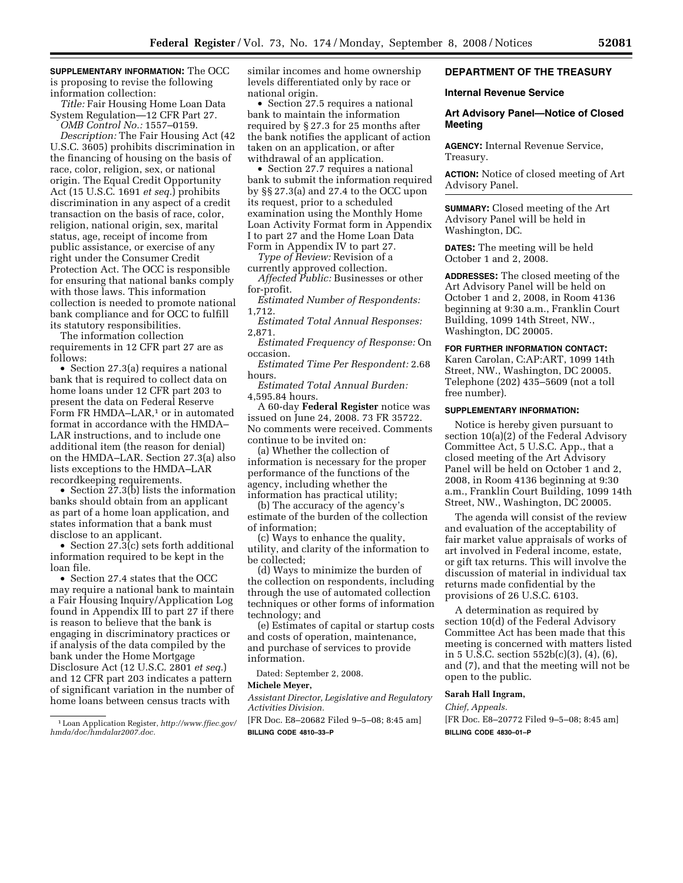**SUPPLEMENTARY INFORMATION:** The OCC is proposing to revise the following information collection:

*Title:* Fair Housing Home Loan Data System Regulation—12 CFR Part 27.

*OMB Control No.:* 1557–0159.

*Description:* The Fair Housing Act (42 U.S.C. 3605) prohibits discrimination in the financing of housing on the basis of race, color, religion, sex, or national origin. The Equal Credit Opportunity Act (15 U.S.C. 1691 *et seq.*) prohibits discrimination in any aspect of a credit transaction on the basis of race, color, religion, national origin, sex, marital status, age, receipt of income from public assistance, or exercise of any right under the Consumer Credit Protection Act. The OCC is responsible for ensuring that national banks comply with those laws. This information collection is needed to promote national bank compliance and for OCC to fulfill its statutory responsibilities.

The information collection requirements in 12 CFR part 27 are as follows:

- Section 27.3(a) requires a national bank that is required to collect data on home loans under 12 CFR part 203 to present the data on Federal Reserve Form FR HMDA–LAR,[1] or in automated format in accordance with the HMDA–LAR instructions, and to include one additional item (the reason for denial) on the HMDA–LAR. Section 27.3(a) also lists exceptions to the HMDA–LAR recordkeeping requirements.
- Section 27.3(b) lists the information banks should obtain from an applicant as part of a home loan application, and states information that a bank must disclose to an applicant.
- Section 27.3(c) sets forth additional information required to be kept in the loan file.
- Section 27.4 states that the OCC may require a national bank to maintain a Fair Housing Inquiry/Application Log found in Appendix III to part 27 if there is reason to believe that the bank is engaging in discriminatory practices or if analysis of the data compiled by the bank under the Home Mortgage Disclosure Act (12 U.S.C. 2801 *et seq.*) and 12 CFR part 203 indicates a pattern of significant variation in the number of home loans between census tracts with similar incomes and home ownership levels differentiated only by race or national origin.
- Section 27.5 requires a national bank to maintain the information required by § 27.3 for 25 months after the bank notifies the applicant of action taken on an application, or after withdrawal of an application.
- Section 27.7 requires a national bank to submit the information required by §§ 27.3(a) and 27.4 to the OCC upon its request, prior to a scheduled examination using the Monthly Home Loan Activity Format form in Appendix I to part 27 and the Home Loan Data Form in Appendix IV to part 27.

*Type of Review:* Revision of a currently approved collection.

*Affected Public:* Businesses or other for-profit.

*Estimated Number of Respondents:* 1,712.

*Estimated Total Annual Responses:* 2,871.

*Estimated Frequency of Response:* On occasion.

*Estimated Time Per Respondent:* 2.68 hours.

*Estimated Total Annual Burden:* 4,595.84 hours.

A 60-day **Federal Register** notice was issued on June 24, 2008. 73 FR 35722. No comments were received. Comments continue to be invited on:

(a) Whether the collection of information is necessary for the proper performance of the functions of the agency, including whether the information has practical utility;

(b) The accuracy of the agency's estimate of the burden of the collection of information;

(c) Ways to enhance the quality, utility, and clarity of the information to be collected;

(d) Ways to minimize the burden of the collection on respondents, including through the use of automated collection techniques or other forms of information technology; and

(e) Estimates of capital or startup costs and costs of operation, maintenance, and purchase of services to provide information.

Dated: September 2, 2008.

**Michele Meyer,**

*Assistant Director, Legislative and Regulatory Activities Division.*

[FR Doc. E8–20682 Filed 9–5–08; 8:45 am]

**BILLING CODE 4810–33–P**

[1] Loan Application Register, *http://www.ffiec.gov/hmda/doc/hmdalar2007.doc.*

## DEPARTMENT OF THE TREASURY

### Internal Revenue Service

### Art Advisory Panel—Notice of Closed Meeting

**AGENCY:** Internal Revenue Service, Treasury.

**ACTION:** Notice of closed meeting of Art Advisory Panel.

**SUMMARY:** Closed meeting of the Art Advisory Panel will be held in Washington, DC.

**DATES:** The meeting will be held October 1 and 2, 2008.

**ADDRESSES:** The closed meeting of the Art Advisory Panel will be held on October 1 and 2, 2008, in Room 4136 beginning at 9:30 a.m., Franklin Court Building, 1099 14th Street, NW., Washington, DC 20005.

**FOR FURTHER INFORMATION CONTACT:** Karen Carolan, C:AP:ART, 1099 14th Street, NW., Washington, DC 20005. Telephone (202) 435–5609 (not a toll free number).

**SUPPLEMENTARY INFORMATION:**

Notice is hereby given pursuant to section 10(a)(2) of the Federal Advisory Committee Act, 5 U.S.C. App., that a closed meeting of the Art Advisory Panel will be held on October 1 and 2, 2008, in Room 4136 beginning at 9:30 a.m., Franklin Court Building, 1099 14th Street, NW., Washington, DC 20005.

The agenda will consist of the review and evaluation of the acceptability of fair market value appraisals of works of art involved in Federal income, estate, or gift tax returns. This will involve the discussion of material in individual tax returns made confidential by the provisions of 26 U.S.C. 6103.

A determination as required by section 10(d) of the Federal Advisory Committee Act has been made that this meeting is concerned with matters listed in 5 U.S.C. section 552b(c)(3), (4), (6), and (7), and that the meeting will not be open to the public.

**Sarah Hall Ingram,**

*Chief, Appeals.*

[FR Doc. E8–20772 Filed 9–5–08; 8:45 am]

**BILLING CODE 4830–01–P**